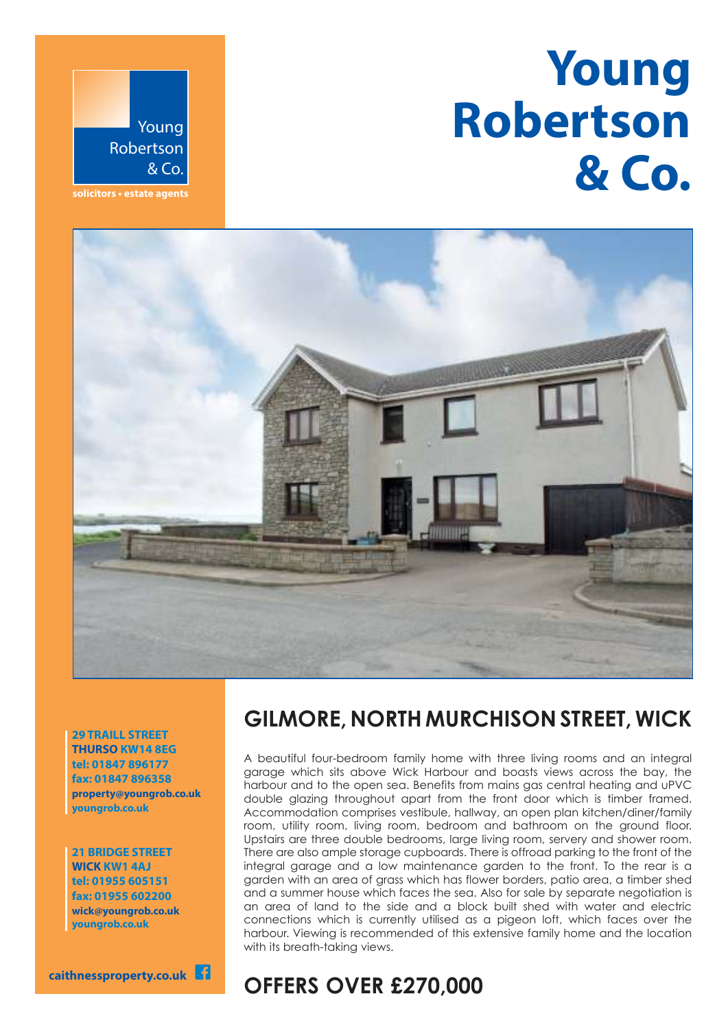Young Robertson & Co.

solicitors • estate agents

# Young Robertson & Co.

## GILMORE, NORTH MURCHISON STREET, WICK

A beautiful four-bedroom family home with three living rooms and an integral garage which sits above Wick Harbour and boasts views across the bay, the harbour and to the open sea. Benefits from mains gas central heating and uPVC double glazing throughout apart from the front door which is timber framed. Accommodation comprises vestibule, hallway, an open plan kitchen/diner/family room, utility room, living room, bedroom and bathroom on the ground floor. Upstairs are three double bedrooms, large living room, servery and shower room. There are also ample storage cupboards. There is offroad parking to the front of the integral garage and a low maintenance garden to the front. To the rear is a garden with an area of grass which has flower borders, patio area, a timber shed and a summer house which faces the sea. Also for sale by separate negotiation is an area of land to the side and a block built shed with water and electric connections which is currently utilised as a pigeon loft, which faces over the harbour. Viewing is recommended of this extensive family home and the location with its breath-taking views.

## OFFERS OVER £270,000

**29 TRAILL STREET**
**THURSO KW14 8EG**
**tel: 01847 896177**
**fax: 01847 896358**
**property@youngrob.co.uk**
**youngrob.co.uk**

**21 BRIDGE STREET**
**WICK KW1 4AJ**
**tel: 01955 605151**
**fax: 01955 602200**
**wick@youngrob.co.uk**
**youngrob.co.uk**

**caithnessproperty.co.uk**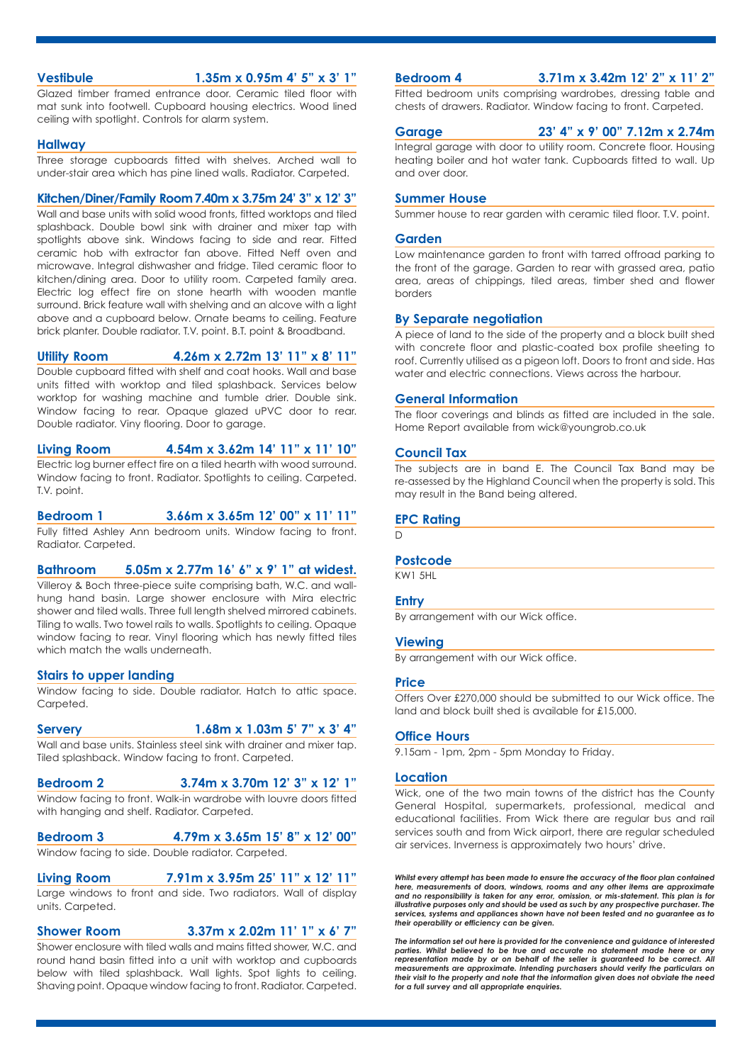### Vestibule 1.35m x 0.95m 4' 5" x 3' 1"

Glazed timber framed entrance door. Ceramic tiled floor with mat sunk into footwell. Cupboard housing electrics. Wood lined ceiling with spotlight. Controls for alarm system.

### Hallway

Three storage cupboards fitted with shelves. Arched wall to under-stair area which has pine lined walls. Radiator. Carpeted.

### Kitchen/Diner/Family Room 7.40m x 3.75m 24' 3" x 12' 3"

Wall and base units with solid wood fronts, fitted worktops and tiled splashback. Double bowl sink with drainer and mixer tap with spotlights above sink. Windows facing to side and rear. Fitted ceramic hob with extractor fan above. Fitted Neff oven and microwave. Integral dishwasher and fridge. Tiled ceramic floor to kitchen/dining area. Door to utility room. Carpeted family area. Electric log effect fire on stone hearth with wooden mantle surround. Brick feature wall with shelving and an alcove with a light above and a cupboard below. Ornate beams to ceiling. Feature brick planter. Double radiator. T.V. point. B.T. point & Broadband.

### Utility Room 4.26m x 2.72m 13' 11" x 8' 11"

Double cupboard fitted with shelf and coat hooks. Wall and base units fitted with worktop and tiled splashback. Services below worktop for washing machine and tumble drier. Double sink. Window facing to rear. Opaque glazed uPVC door to rear. Double radiator. Viny flooring. Door to garage.

### Living Room 4.54m x 3.62m 14' 11" x 11' 10"

Electric log burner effect fire on a tiled hearth with wood surround. Window facing to front. Radiator. Spotlights to ceiling. Carpeted. T.V. point.

### Bedroom 1 3.66m x 3.65m 12' 00" x 11' 11"

Fully fitted Ashley Ann bedroom units. Window facing to front. Radiator. Carpeted.

### Bathroom 5.05m x 2.77m 16' 6" x 9' 1" at widest.

Villeroy & Boch three-piece suite comprising bath, W.C. and wall-hung hand basin. Large shower enclosure with Mira electric shower and tiled walls. Three full length shelved mirrored cabinets. Tiling to walls. Two towel rails to walls. Spotlights to ceiling. Opaque window facing to rear. Vinyl flooring which has newly fitted tiles which match the walls underneath.

### Stairs to upper landing

Window facing to side. Double radiator. Hatch to attic space. Carpeted.

### Servery 1.68m x 1.03m 5' 7" x 3' 4"

Wall and base units. Stainless steel sink with drainer and mixer tap. Tiled splashback. Window facing to front. Carpeted.

### Bedroom 2 3.74m x 3.70m 12' 3" x 12' 1"

Window facing to front. Walk-in wardrobe with louvre doors fitted with hanging and shelf. Radiator. Carpeted.

### Bedroom 3 4.79m x 3.65m 15' 8" x 12' 00"

Window facing to side. Double radiator. Carpeted.

### Living Room 7.91m x 3.95m 25' 11" x 12' 11"

Large windows to front and side. Two radiators. Wall of display units. Carpeted.

### Shower Room 3.37m x 2.02m 11' 1" x 6' 7"

Shower enclosure with tiled walls and mains fitted shower, W.C. and round hand basin fitted into a unit with worktop and cupboards below with tiled splashback. Wall lights. Spot lights to ceiling. Shaving point. Opaque window facing to front. Radiator. Carpeted.

### Bedroom 4 3.71m x 3.42m 12' 2" x 11' 2"

Fitted bedroom units comprising wardrobes, dressing table and chests of drawers. Radiator. Window facing to front. Carpeted.

### Garage 23' 4" x 9' 00" 7.12m x 2.74m

Integral garage with door to utility room. Concrete floor. Housing heating boiler and hot water tank. Cupboards fitted to wall. Up and over door.

### Summer House

Summer house to rear garden with ceramic tiled floor. T.V. point.

### Garden

Low maintenance garden to front with tarred offroad parking to the front of the garage. Garden to rear with grassed area, patio area, areas of chippings, tiled areas, timber shed and flower borders

### By Separate negotiation

A piece of land to the side of the property and a block built shed with concrete floor and plastic-coated box profile sheeting to roof. Currently utilised as a pigeon loft. Doors to front and side. Has water and electric connections. Views across the harbour.

### General Information

The floor coverings and blinds as fitted are included in the sale. Home Report available from wick@youngrob.co.uk

### Council Tax

The subjects are in band E. The Council Tax Band may be re-assessed by the Highland Council when the property is sold. This may result in the Band being altered.

### EPC Rating

D

### Postcode

KW1 5HL

### Entry

By arrangement with our Wick office.

### Viewing

By arrangement with our Wick office.

### Price

Offers Over £270,000 should be submitted to our Wick office. The land and block built shed is available for £15,000.

### Office Hours

9.15am - 1pm, 2pm - 5pm Monday to Friday.

### Location

Wick, one of the two main towns of the district has the County General Hospital, supermarkets, professional, medical and educational facilities. From Wick there are regular bus and rail services south and from Wick airport, there are regular scheduled air services. Inverness is approximately two hours' drive.

***Whilst every attempt has been made to ensure the accuracy of the floor plan contained here, measurements of doors, windows, rooms and any other items are approximate and no responsibility is taken for any error, omission, or mis-statement. This plan is for illustrative purposes only and should be used as such by any prospective purchaser. The services, systems and appliances shown have not been tested and no guarantee as to their operability or efficiency can be given.***

***The information set out here is provided for the convenience and guidance of interested parties. Whilst believed to be true and accurate no statement made here or any representation made by or on behalf of the seller is guaranteed to be correct. All measurements are approximate. Intending purchasers should verify the particulars on their visit to the property and note that the information given does not obviate the need for a full survey and all appropriate enquiries.***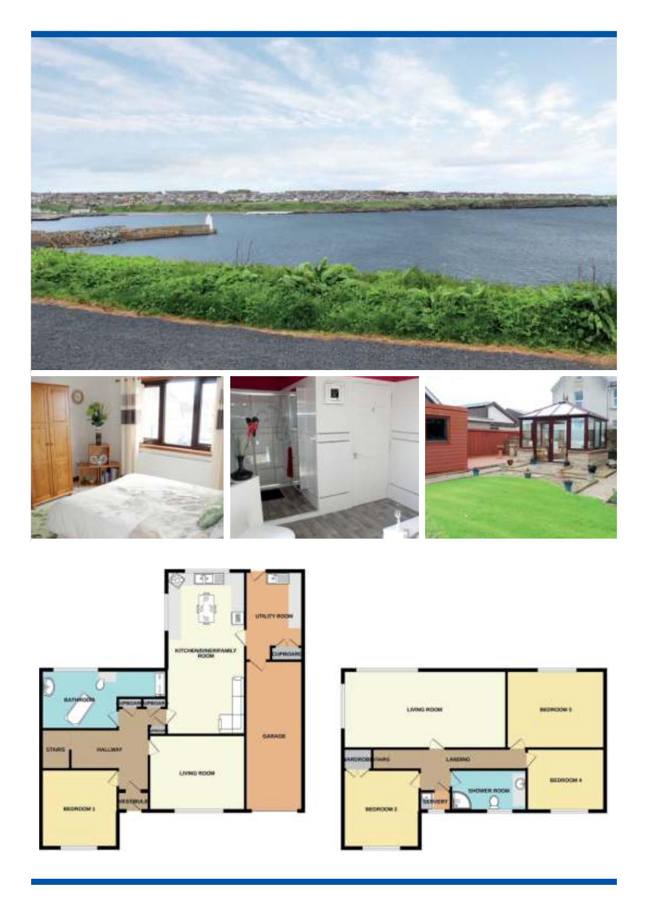KITCHEN/DINER/FAMILY ROOM

UTILITY ROOM

CUPBOARD

BATHROOM

CUPBOARD

CUPBOARD

CUPBOARD

STAIRS

HALLWAY

GARAGE

LIVING ROOM

VESTIBULE

BEDROOM 1

LIVING ROOM

BEDROOM 3

WARDROBE

STAIRS

LANDING

BEDROOM 4

SHOWER ROOM

SERVERY

BEDROOM 2